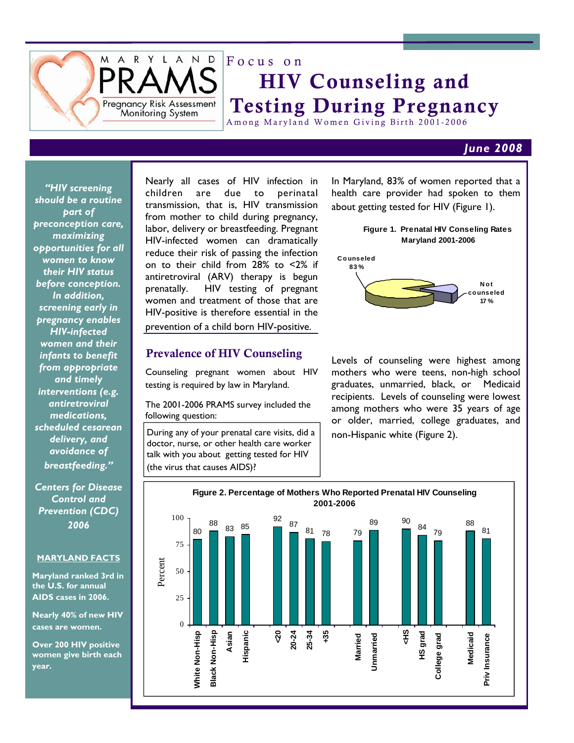MARYLAND PRAMS
Pregnancy Risk Assessment Monitoring System

# Focus on HIV Counseling and Testing During Pregnancy

Among Maryland Women Giving Birth 2001-2006

*June 2008*

***"HIV screening should be a routine part of preconception care, maximizing opportunities for all women to know their HIV status before conception. In addition, screening early in pregnancy enables HIV-infected women and their infants to benefit from appropriate and timely interventions (e.g. antiretroviral medications, scheduled cesarean delivery, and avoidance of breastfeeding."***

***Centers for Disease Control and Prevention (CDC) 2006***

**MARYLAND FACTS**

**Maryland ranked 3rd in the U.S. for annual AIDS cases in 2006.**

**Nearly 40% of new HIV cases are women.**

**Over 200 HIV positive women give birth each year.**

Nearly all cases of HIV infection in children are due to perinatal transmission, that is, HIV transmission from mother to child during pregnancy, labor, delivery or breastfeeding. Pregnant HIV-infected women can dramatically reduce their risk of passing the infection on to their child from 28% to <2% if antiretroviral (ARV) therapy is begun prenatally. HIV testing of pregnant women and treatment of those that are HIV-positive is therefore essential in the prevention of a child born HIV-positive.

## Prevalence of HIV Counseling

Counseling pregnant women about HIV testing is required by law in Maryland.

The 2001-2006 PRAMS survey included the following question:

> During any of your prenatal care visits, did a doctor, nurse, or other health care worker talk with you about getting tested for HIV (the virus that causes AIDS)?

In Maryland, 83% of women reported that a health care provider had spoken to them about getting tested for HIV (Figure 1).

**Figure 1. Prenatal HIV Conseling Rates Maryland 2001-2006**

| | Percent |
|---|---|
| Counseled | 83 % |
| Not counseled | 17 % |

Levels of counseling were highest among mothers who were teens, non-high school graduates, unmarried, black, or Medicaid recipients. Levels of counseling were lowest among mothers who were 35 years of age or older, married, college graduates, and non-Hispanic white (Figure 2).

**Figure 2. Percentage of Mothers Who Reported Prenatal HIV Counseling 2001-2006**

| Group | Percent |
|---|---|
| White Non-Hisp | 80 |
| Black Non-Hisp | 88 |
| Asian | 83 |
| Hispanic | 85 |
| <20 | 92 |
| 20-24 | 87 |
| 25-34 | 81 |
| +35 | 78 |
| Married | 79 |
| Unmarried | 89 |
| <HS | 90 |
| HS grad | 84 |
| College grad | 79 |
| Medicaid | 88 |
| Priv Insurance | 81 |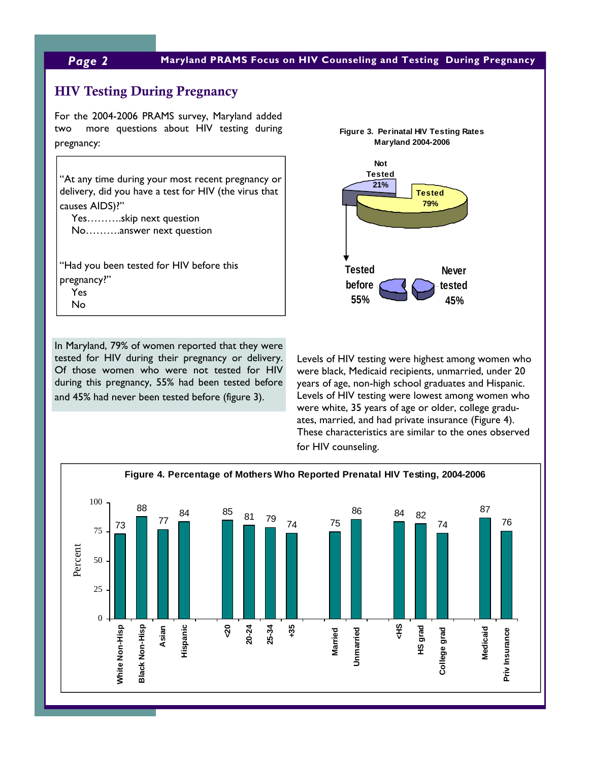## HIV Testing During Pregnancy

For the 2004-2006 PRAMS survey, Maryland added two more questions about HIV testing during pregnancy:

> "At any time during your most recent pregnancy or delivery, did you have a test for HIV (the virus that causes AIDS)?"
> Yes……….skip next question
> No……….answer next question
>
> "Had you been tested for HIV before this pregnancy?"
> Yes
> No

**Figure 3. Perinatal HIV Testing Rates Maryland 2004-2006**

Tested 79%; Not Tested 21%

Of those not tested: Tested before 55%; Never tested 45%

In Maryland, 79% of women reported that they were tested for HIV during their pregnancy or delivery. Of those women who were not tested for HIV during this pregnancy, 55% had been tested before and 45% had never been tested before (figure 3).

Levels of HIV testing were highest among women who were black, Medicaid recipients, unmarried, under 20 years of age, non-high school graduates and Hispanic. Levels of HIV testing were lowest among women who were white, 35 years of age or older, college graduates, married, and had private insurance (Figure 4). These characteristics are similar to the ones observed for HIV counseling.

**Figure 4. Percentage of Mothers Who Reported Prenatal HIV Testing, 2004-2006**

| Group | Percent |
|---|---|
| White Non-Hisp | 73 |
| Black Non-Hisp | 88 |
| Asian | 77 |
| Hispanic | 84 |
| <20 | 85 |
| 20-24 | 81 |
| 25-34 | 79 |
| +35 | 74 |
| Married | 75 |
| Unmarried | 86 |
| <HS | 84 |
| HS grad | 82 |
| College grad | 74 |
| Medicaid | 87 |
| Priv Insurance | 76 |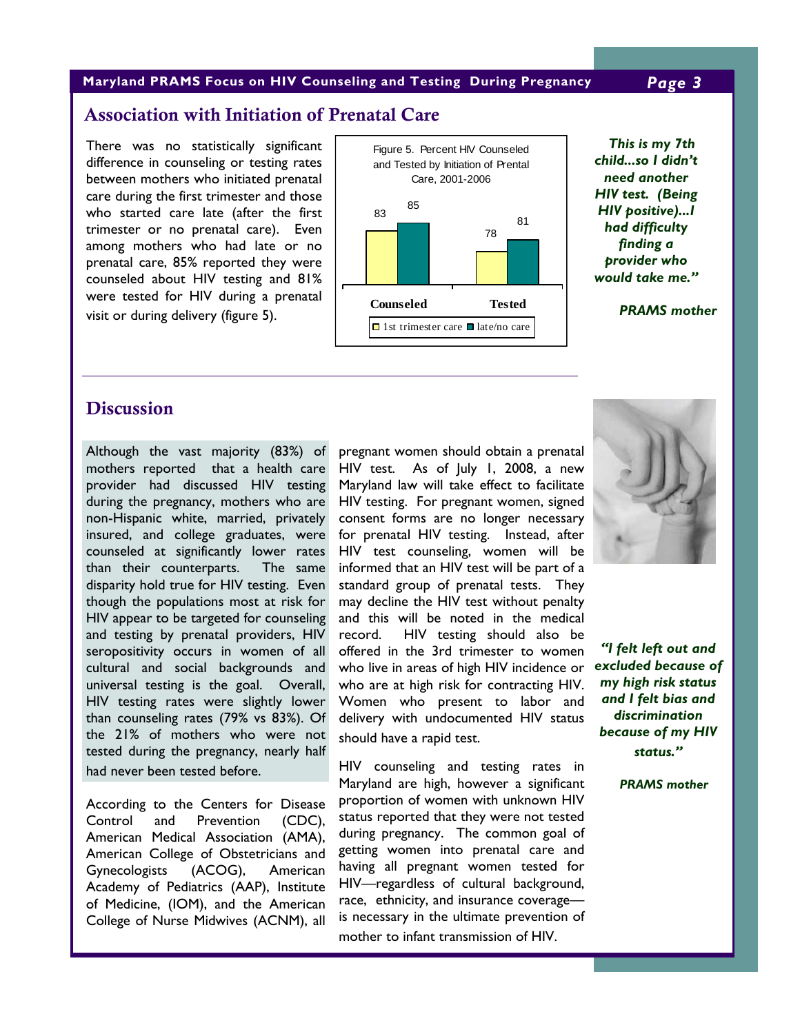## Association with Initiation of Prenatal Care

There was no statistically significant difference in counseling or testing rates between mothers who initiated prenatal care during the first trimester and those who started care late (after the first trimester or no prenatal care). Even among mothers who had late or no prenatal care, 85% reported they were counseled about HIV testing and 81% were tested for HIV during a prenatal visit or during delivery (figure 5).

Figure 5. Percent HIV Counseled and Tested by Initiation of Prental Care, 2001-2006

| | 1st trimester care | late/no care |
|---|---|---|
| Counseled | 83 | 85 |
| Tested | 78 | 81 |

***"This is my 7th child…so I didn't need another HIV test. (Being HIV positive)…I had difficulty finding a provider who would take me."***

***PRAMS mother***

## Discussion

Although the vast majority (83%) of mothers reported that a health care provider had discussed HIV testing during the pregnancy, mothers who are non-Hispanic white, married, privately insured, and college graduates, were counseled at significantly lower rates than their counterparts. The same disparity hold true for HIV testing. Even though the populations most at risk for HIV appear to be targeted for counseling and testing by prenatal providers, HIV seropositivity occurs in women of all cultural and social backgrounds and universal testing is the goal. Overall, HIV testing rates were slightly lower than counseling rates (79% vs 83%). Of the 21% of mothers who were not tested during the pregnancy, nearly half had never been tested before.

According to the Centers for Disease Control and Prevention (CDC), American Medical Association (AMA), American College of Obstetricians and Gynecologists (ACOG), American Academy of Pediatrics (AAP), Institute of Medicine, (IOM), and the American College of Nurse Midwives (ACNM), all pregnant women should obtain a prenatal HIV test. As of July 1, 2008, a new Maryland law will take effect to facilitate HIV testing. For pregnant women, signed consent forms are no longer necessary for prenatal HIV testing. Instead, after HIV test counseling, women will be informed that an HIV test will be part of a standard group of prenatal tests. They may decline the HIV test without penalty and this will be noted in the medical record. HIV testing should also be offered in the 3rd trimester to women who live in areas of high HIV incidence or who are at high risk for contracting HIV. Women who present to labor and delivery with undocumented HIV status should have a rapid test.

HIV counseling and testing rates in Maryland are high, however a significant proportion of women with unknown HIV status reported that they were not tested during pregnancy. The common goal of getting women into prenatal care and having all pregnant women tested for HIV—regardless of cultural background, race, ethnicity, and insurance coverage—is necessary in the ultimate prevention of mother to infant transmission of HIV.

***"I felt left out and excluded because of my high risk status and I felt bias and discrimination because of my HIV status."***

***PRAMS mother***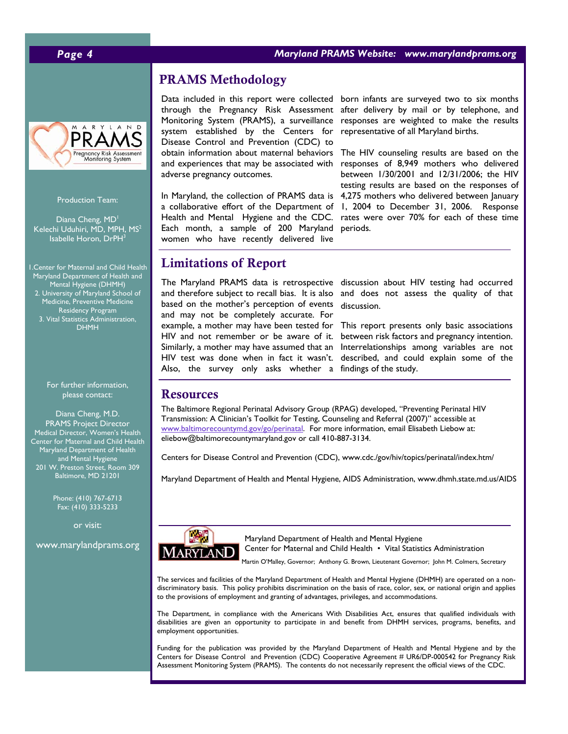## PRAMS Methodology

Data included in this report were collected through the Pregnancy Risk Assessment Monitoring System (PRAMS), a surveillance system established by the Centers for Disease Control and Prevention (CDC) to obtain information about maternal behaviors and experiences that may be associated with adverse pregnancy outcomes.

In Maryland, the collection of PRAMS data is a collaborative effort of the Department of Health and Mental Hygiene and the CDC. Each month, a sample of 200 Maryland women who have recently delivered live born infants are surveyed two to six months after delivery by mail or by telephone, and responses are weighted to make the results representative of all Maryland births.

The HIV counseling results are based on the responses of 8,949 mothers who delivered between 1/30/2001 and 12/31/2006; the HIV testing results are based on the responses of 4,275 mothers who delivered between January 1, 2004 to December 31, 2006. Response rates were over 70% for each of these time periods.

## Limitations of Report

The Maryland PRAMS data is retrospective and therefore subject to recall bias. It is also based on the mother's perception of events and may not be completely accurate. For example, a mother may have been tested for HIV and not remember or be aware of it. Similarly, a mother may have assumed that an HIV test was done when in fact it wasn't. Also, the survey only asks whether a discussion about HIV testing had occurred and does not assess the quality of that discussion.

This report presents only basic associations between risk factors and pregnancy intention. Interrelationships among variables are not described, and could explain some of the findings of the study.

## Resources

The Baltimore Regional Perinatal Advisory Group (RPAG) developed, "Preventing Perinatal HIV Transmission: A Clinician's Toolkit for Testing, Counseling and Referral (2007)" accessible at www.baltimorecountymd.gov/go/perinatal. For more information, email Elisabeth Liebow at: eliebow@baltimorecountymaryland.gov or call 410-887-3134.

Centers for Disease Control and Prevention (CDC), www.cdc./gov/hiv/topics/perinatal/index.htm/

Maryland Department of Health and Mental Hygiene, AIDS Administration, www.dhmh.state.md.us/AIDS

MARYLAND PRAMS
Pregnancy Risk Assessment Monitoring System

Production Team:

Diana Cheng, MD[1]
Kelechi Uduhiri, MD, MPH, MS[2]
Isabelle Horon, DrPH[3]

1. Center for Maternal and Child Health Maryland Department of Health and Mental Hygiene (DHMH)
2. University of Maryland School of Medicine, Preventive Medicine Residency Program
3. Vital Statistics Administration, DHMH

For further information, please contact:

Diana Cheng, M.D.
PRAMS Project Director
Medical Director, Women's Health
Center for Maternal and Child Health
Maryland Department of Health and Mental Hygiene
201 W. Preston Street, Room 309
Baltimore, MD 21201

Phone: (410) 767-6713
Fax: (410) 333-5233

or visit:

www.marylandprams.org

MARYLAND

Maryland Department of Health and Mental Hygiene
Center for Maternal and Child Health • Vital Statistics Administration
Martin O'Malley, Governor; Anthony G. Brown, Lieutenant Governor; John M. Colmers, Secretary

The services and facilities of the Maryland Department of Health and Mental Hygiene (DHMH) are operated on a non-discriminatory basis. This policy prohibits discrimination on the basis of race, color, sex, or national origin and applies to the provisions of employment and granting of advantages, privileges, and accommodations.

The Department, in compliance with the Americans With Disabilities Act, ensures that qualified individuals with disabilities are given an opportunity to participate in and benefit from DHMH services, programs, benefits, and employment opportunities.

Funding for the publication was provided by the Maryland Department of Health and Mental Hygiene and by the Centers for Disease Control and Prevention (CDC) Cooperative Agreement # UR6/DP-000542 for Pregnancy Risk Assessment Monitoring System (PRAMS). The contents do not necessarily represent the official views of the CDC.